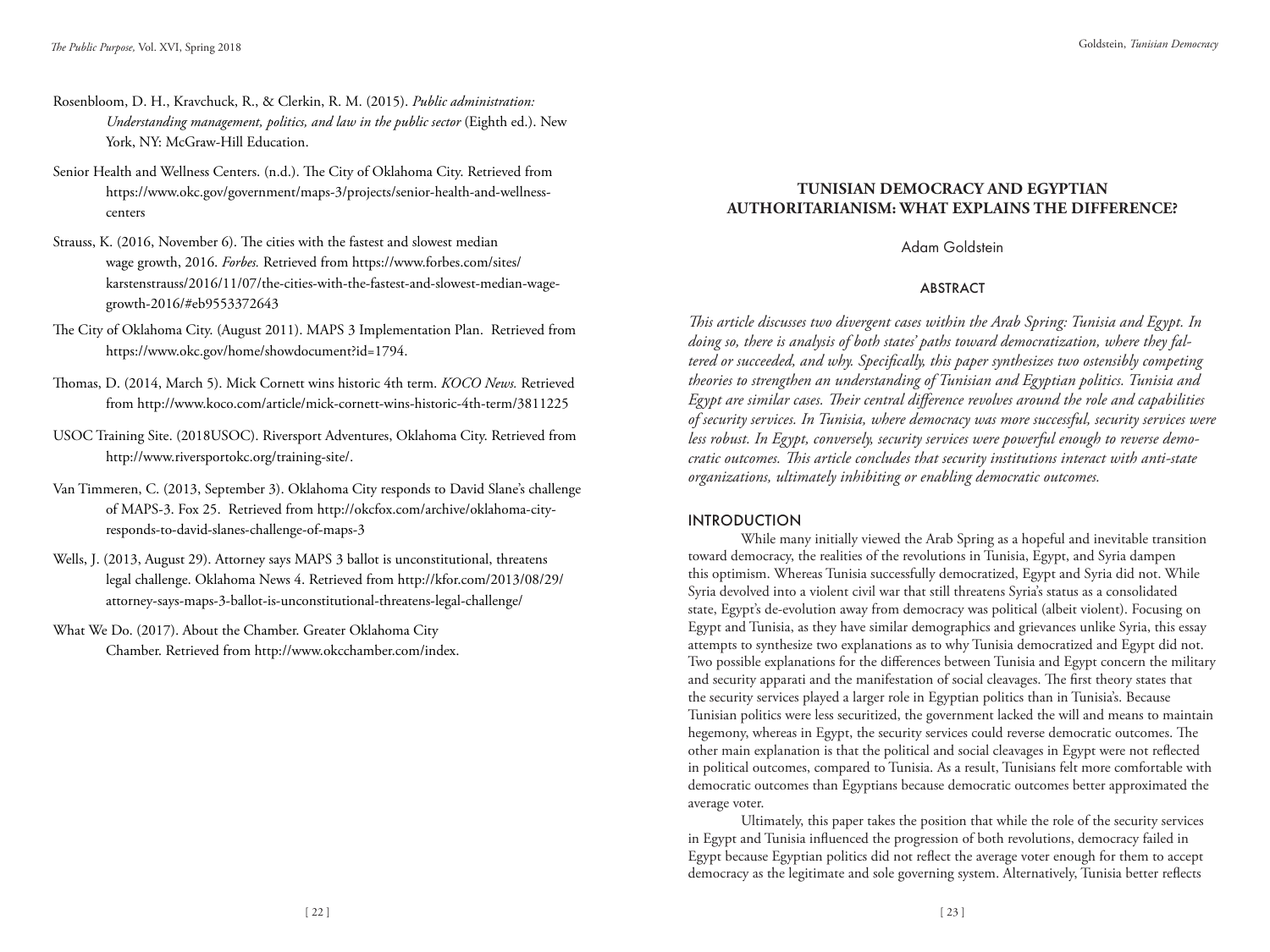Rosenbloom, D. H., Kravchuck, R., & Clerkin, R. M. (2015). *Public administration: Understanding management, politics, and law in the public sector* (Eighth ed.). New York, NY: McGraw-Hill Education.

Senior Health and Wellness Centers. (n.d.). The City of Oklahoma City. Retrieved from https://www.okc.gov/government/maps-3/projects/senior-health-and-wellness-centers

Strauss, K. (2016, November 6). The cities with the fastest and slowest median wage growth, 2016. *Forbes.* Retrieved from https://www.forbes.com/sites/karstenstrauss/2016/11/07/the-cities-with-the-fastest-and-slowest-median-wage-growth-2016/#eb9553372643

The City of Oklahoma City. (August 2011). MAPS 3 Implementation Plan. Retrieved from https://www.okc.gov/home/showdocument?id=1794.

Thomas, D. (2014, March 5). Mick Cornett wins historic 4th term. *KOCO News.* Retrieved from http://www.koco.com/article/mick-cornett-wins-historic-4th-term/3811225

USOC Training Site. (2018USOC). Riversport Adventures, Oklahoma City. Retrieved from http://www.riversportokc.org/training-site/.

Van Timmeren, C. (2013, September 3). Oklahoma City responds to David Slane's challenge of MAPS-3. Fox 25. Retrieved from http://okcfox.com/archive/oklahoma-city-responds-to-david-slanes-challenge-of-maps-3

Wells, J. (2013, August 29). Attorney says MAPS 3 ballot is unconstitutional, threatens legal challenge. Oklahoma News 4. Retrieved from http://kfor.com/2013/08/29/attorney-says-maps-3-ballot-is-unconstitutional-threatens-legal-challenge/

What We Do. (2017). About the Chamber. Greater Oklahoma City Chamber. Retrieved from http://www.okcchamber.com/index.

# TUNISIAN DEMOCRACY AND EGYPTIAN AUTHORITARIANISM: WHAT EXPLAINS THE DIFFERENCE?

Adam Goldstein

## ABSTRACT

*This article discusses two divergent cases within the Arab Spring: Tunisia and Egypt. In doing so, there is analysis of both states' paths toward democratization, where they faltered or succeeded, and why. Specifically, this paper synthesizes two ostensibly competing theories to strengthen an understanding of Tunisian and Egyptian politics. Tunisia and Egypt are similar cases. Their central difference revolves around the role and capabilities of security services. In Tunisia, where democracy was more successful, security services were less robust. In Egypt, conversely, security services were powerful enough to reverse democratic outcomes. This article concludes that security institutions interact with anti-state organizations, ultimately inhibiting or enabling democratic outcomes.*

## INTRODUCTION

While many initially viewed the Arab Spring as a hopeful and inevitable transition toward democracy, the realities of the revolutions in Tunisia, Egypt, and Syria dampen this optimism. Whereas Tunisia successfully democratized, Egypt and Syria did not. While Syria devolved into a violent civil war that still threatens Syria's status as a consolidated state, Egypt's de-evolution away from democracy was political (albeit violent). Focusing on Egypt and Tunisia, as they have similar demographics and grievances unlike Syria, this essay attempts to synthesize two explanations as to why Tunisia democratized and Egypt did not. Two possible explanations for the differences between Tunisia and Egypt concern the military and security apparati and the manifestation of social cleavages. The first theory states that the security services played a larger role in Egyptian politics than in Tunisia's. Because Tunisian politics were less securitized, the government lacked the will and means to maintain hegemony, whereas in Egypt, the security services could reverse democratic outcomes. The other main explanation is that the political and social cleavages in Egypt were not reflected in political outcomes, compared to Tunisia. As a result, Tunisians felt more comfortable with democratic outcomes than Egyptians because democratic outcomes better approximated the average voter.

Ultimately, this paper takes the position that while the role of the security services in Egypt and Tunisia influenced the progression of both revolutions, democracy failed in Egypt because Egyptian politics did not reflect the average voter enough for them to accept democracy as the legitimate and sole governing system. Alternatively, Tunisia better reflects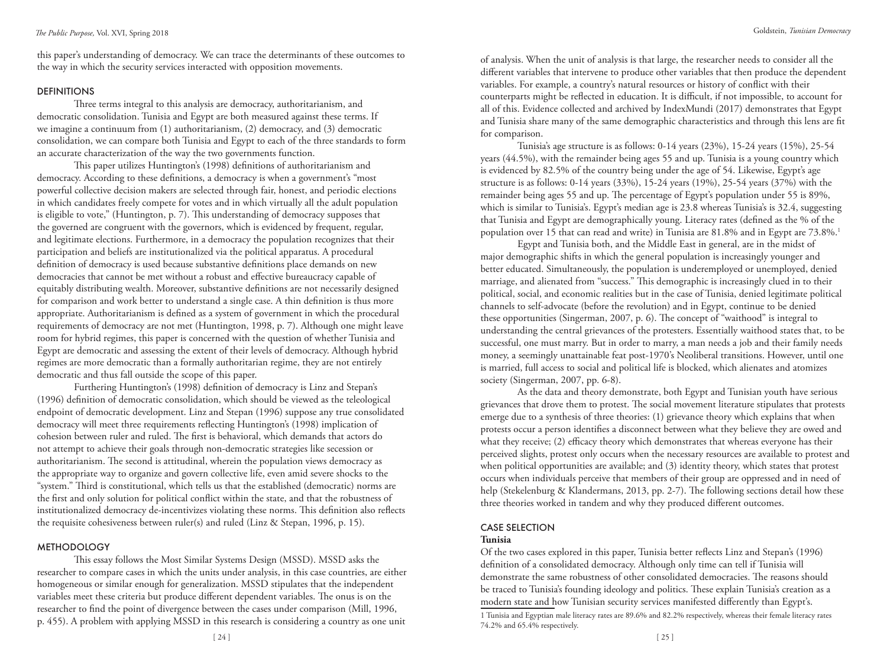this paper's understanding of democracy. We can trace the determinants of these outcomes to the way in which the security services interacted with opposition movements.

## DEFINITIONS

Three terms integral to this analysis are democracy, authoritarianism, and democratic consolidation. Tunisia and Egypt are both measured against these terms. If we imagine a continuum from (1) authoritarianism, (2) democracy, and (3) democratic consolidation, we can compare both Tunisia and Egypt to each of the three standards to form an accurate characterization of the way the two governments function.

This paper utilizes Huntington's (1998) definitions of authoritarianism and democracy. According to these definitions, a democracy is when a government's "most powerful collective decision makers are selected through fair, honest, and periodic elections in which candidates freely compete for votes and in which virtually all the adult population is eligible to vote," (Huntington, p. 7). This understanding of democracy supposes that the governed are congruent with the governors, which is evidenced by frequent, regular, and legitimate elections. Furthermore, in a democracy the population recognizes that their participation and beliefs are institutionalized via the political apparatus. A procedural definition of democracy is used because substantive definitions place demands on new democracies that cannot be met without a robust and effective bureaucracy capable of equitably distributing wealth. Moreover, substantive definitions are not necessarily designed for comparison and work better to understand a single case. A thin definition is thus more appropriate. Authoritarianism is defined as a system of government in which the procedural requirements of democracy are not met (Huntington, 1998, p. 7). Although one might leave room for hybrid regimes, this paper is concerned with the question of whether Tunisia and Egypt are democratic and assessing the extent of their levels of democracy. Although hybrid regimes are more democratic than a formally authoritarian regime, they are not entirely democratic and thus fall outside the scope of this paper.

Furthering Huntington's (1998) definition of democracy is Linz and Stepan's (1996) definition of democratic consolidation, which should be viewed as the teleological endpoint of democratic development. Linz and Stepan (1996) suppose any true consolidated democracy will meet three requirements reflecting Huntington's (1998) implication of cohesion between ruler and ruled. The first is behavioral, which demands that actors do not attempt to achieve their goals through non-democratic strategies like secession or authoritarianism. The second is attitudinal, wherein the population views democracy as the appropriate way to organize and govern collective life, even amid severe shocks to the "system." Third is constitutional, which tells us that the established (democratic) norms are the first and only solution for political conflict within the state, and that the robustness of institutionalized democracy de-incentivizes violating these norms. This definition also reflects the requisite cohesiveness between ruler(s) and ruled (Linz & Stepan, 1996, p. 15).

## METHODOLOGY

This essay follows the Most Similar Systems Design (MSSD). MSSD asks the researcher to compare cases in which the units under analysis, in this case countries, are either homogeneous or similar enough for generalization. MSSD stipulates that the independent variables meet these criteria but produce different dependent variables. The onus is on the researcher to find the point of divergence between the cases under comparison (Mill, 1996, p. 455). A problem with applying MSSD in this research is considering a country as one unit of analysis. When the unit of analysis is that large, the researcher needs to consider all the different variables that intervene to produce other variables that then produce the dependent variables. For example, a country's natural resources or history of conflict with their counterparts might be reflected in education. It is difficult, if not impossible, to account for all of this. Evidence collected and archived by IndexMundi (2017) demonstrates that Egypt and Tunisia share many of the same demographic characteristics and through this lens are fit for comparison.

Tunisia's age structure is as follows: 0-14 years (23%), 15-24 years (15%), 25-54 years (44.5%), with the remainder being ages 55 and up. Tunisia is a young country which is evidenced by 82.5% of the country being under the age of 54. Likewise, Egypt's age structure is as follows: 0-14 years (33%), 15-24 years (19%), 25-54 years (37%) with the remainder being ages 55 and up. The percentage of Egypt's population under 55 is 89%, which is similar to Tunisia's. Egypt's median age is 23.8 whereas Tunisia's is 32.4, suggesting that Tunisia and Egypt are demographically young. Literacy rates (defined as the % of the population over 15 that can read and write) in Tunisia are 81.8% and in Egypt are 73.8%.[1]

Egypt and Tunisia both, and the Middle East in general, are in the midst of major demographic shifts in which the general population is increasingly younger and better educated. Simultaneously, the population is underemployed or unemployed, denied marriage, and alienated from "success." This demographic is increasingly clued in to their political, social, and economic realities but in the case of Tunisia, denied legitimate political channels to self-advocate (before the revolution) and in Egypt, continue to be denied these opportunities (Singerman, 2007, p. 6). The concept of "waithood" is integral to understanding the central grievances of the protesters. Essentially waithood states that, to be successful, one must marry. But in order to marry, a man needs a job and their family needs money, a seemingly unattainable feat post-1970's Neoliberal transitions. However, until one is married, full access to social and political life is blocked, which alienates and atomizes society (Singerman, 2007, pp. 6-8).

As the data and theory demonstrate, both Egypt and Tunisian youth have serious grievances that drove them to protest. The social movement literature stipulates that protests emerge due to a synthesis of three theories: (1) grievance theory which explains that when protests occur a person identifies a disconnect between what they believe they are owed and what they receive; (2) efficacy theory which demonstrates that whereas everyone has their perceived slights, protest only occurs when the necessary resources are available to protest and when political opportunities are available; and (3) identity theory, which states that protest occurs when individuals perceive that members of their group are oppressed and in need of help (Stekelenburg & Klandermans, 2013, pp. 2-7). The following sections detail how these three theories worked in tandem and why they produced different outcomes.

## CASE SELECTION

### Tunisia

Of the two cases explored in this paper, Tunisia better reflects Linz and Stepan's (1996) definition of a consolidated democracy. Although only time can tell if Tunisia will demonstrate the same robustness of other consolidated democracies. The reasons should be traced to Tunisia's founding ideology and politics. These explain Tunisia's creation as a modern state and how Tunisian security services manifested differently than Egypt's.

[1] Tunisia and Egyptian male literacy rates are 89.6% and 82.2% respectively, whereas their female literacy rates 74.2% and 65.4% respectively.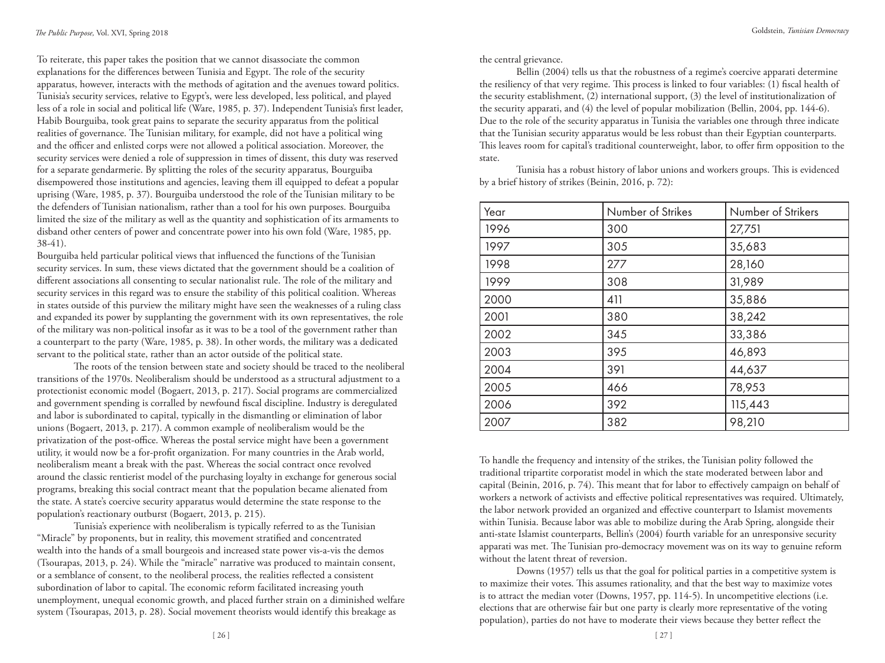To reiterate, this paper takes the position that we cannot disassociate the common explanations for the differences between Tunisia and Egypt. The role of the security apparatus, however, interacts with the methods of agitation and the avenues toward politics. Tunisia's security services, relative to Egypt's, were less developed, less political, and played less of a role in social and political life (Ware, 1985, p. 37). Independent Tunisia's first leader, Habib Bourguiba, took great pains to separate the security apparatus from the political realities of governance. The Tunisian military, for example, did not have a political wing and the officer and enlisted corps were not allowed a political association. Moreover, the security services were denied a role of suppression in times of dissent, this duty was reserved for a separate gendarmerie. By splitting the roles of the security apparatus, Bourguiba disempowered those institutions and agencies, leaving them ill equipped to defeat a popular uprising (Ware, 1985, p. 37). Bourguiba understood the role of the Tunisian military to be the defenders of Tunisian nationalism, rather than a tool for his own purposes. Bourguiba limited the size of the military as well as the quantity and sophistication of its armaments to disband other centers of power and concentrate power into his own fold (Ware, 1985, pp. 38-41).

Bourguiba held particular political views that influenced the functions of the Tunisian security services. In sum, these views dictated that the government should be a coalition of different associations all consenting to secular nationalist rule. The role of the military and security services in this regard was to ensure the stability of this political coalition. Whereas in states outside of this purview the military might have seen the weaknesses of a ruling class and expanded its power by supplanting the government with its own representatives, the role of the military was non-political insofar as it was to be a tool of the government rather than a counterpart to the party (Ware, 1985, p. 38). In other words, the military was a dedicated servant to the political state, rather than an actor outside of the political state.

The roots of the tension between state and society should be traced to the neoliberal transitions of the 1970s. Neoliberalism should be understood as a structural adjustment to a protectionist economic model (Bogaert, 2013, p. 217). Social programs are commercialized and government spending is corralled by newfound fiscal discipline. Industry is deregulated and labor is subordinated to capital, typically in the dismantling or elimination of labor unions (Bogaert, 2013, p. 217). A common example of neoliberalism would be the privatization of the post-office. Whereas the postal service might have been a government utility, it would now be a for-profit organization. For many countries in the Arab world, neoliberalism meant a break with the past. Whereas the social contract once revolved around the classic rentierist model of the purchasing loyalty in exchange for generous social programs, breaking this social contract meant that the population became alienated from the state. A state's coercive security apparatus would determine the state response to the population's reactionary outburst (Bogaert, 2013, p. 215).

Tunisia's experience with neoliberalism is typically referred to as the Tunisian "Miracle" by proponents, but in reality, this movement stratified and concentrated wealth into the hands of a small bourgeois and increased state power vis-a-vis the demos (Tsourapas, 2013, p. 24). While the "miracle" narrative was produced to maintain consent, or a semblance of consent, to the neoliberal process, the realities reflected a consistent subordination of labor to capital. The economic reform facilitated increasing youth unemployment, unequal economic growth, and placed further strain on a diminished welfare system (Tsourapas, 2013, p. 28). Social movement theorists would identify this breakage as the central grievance.

Bellin (2004) tells us that the robustness of a regime's coercive apparati determine the resiliency of that very regime. This process is linked to four variables: (1) fiscal health of the security establishment, (2) international support, (3) the level of institutionalization of the security apparati, and (4) the level of popular mobilization (Bellin, 2004, pp. 144-6). Due to the role of the security apparatus in Tunisia the variables one through three indicate that the Tunisian security apparatus would be less robust than their Egyptian counterparts. This leaves room for capital's traditional counterweight, labor, to offer firm opposition to the state.

Tunisia has a robust history of labor unions and workers groups. This is evidenced by a brief history of strikes (Beinin, 2016, p. 72):

| Year | Number of Strikes | Number of Strikers |
|---|---|---|
| 1996 | 300 | 27,751 |
| 1997 | 305 | 35,683 |
| 1998 | 277 | 28,160 |
| 1999 | 308 | 31,989 |
| 2000 | 411 | 35,886 |
| 2001 | 380 | 38,242 |
| 2002 | 345 | 33,386 |
| 2003 | 395 | 46,893 |
| 2004 | 391 | 44,637 |
| 2005 | 466 | 78,953 |
| 2006 | 392 | 115,443 |
| 2007 | 382 | 98,210 |

To handle the frequency and intensity of the strikes, the Tunisian polity followed the traditional tripartite corporatist model in which the state moderated between labor and capital (Beinin, 2016, p. 74). This meant that for labor to effectively campaign on behalf of workers a network of activists and effective political representatives was required. Ultimately, the labor network provided an organized and effective counterpart to Islamist movements within Tunisia. Because labor was able to mobilize during the Arab Spring, alongside their anti-state Islamist counterparts, Bellin's (2004) fourth variable for an unresponsive security apparati was met. The Tunisian pro-democracy movement was on its way to genuine reform without the latent threat of reversion.

Downs (1957) tells us that the goal for political parties in a competitive system is to maximize their votes. This assumes rationality, and that the best way to maximize votes is to attract the median voter (Downs, 1957, pp. 114-5). In uncompetitive elections (i.e. elections that are otherwise fair but one party is clearly more representative of the voting population), parties do not have to moderate their views because they better reflect the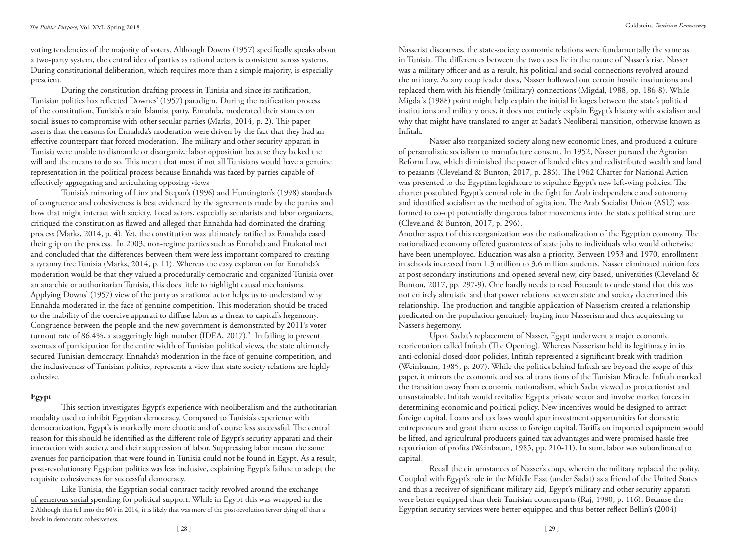voting tendencies of the majority of voters. Although Downs (1957) specifically speaks about a two-party system, the central idea of parties as rational actors is consistent across systems. During constitutional deliberation, which requires more than a simple majority, is especially prescient.

During the constitution drafting process in Tunisia and since its ratification, Tunisian politics has reflected Downes' (1957) paradigm. During the ratification process of the constitution, Tunisia's main Islamist party, Ennahda, moderated their stances on social issues to compromise with other secular parties (Marks, 2014, p. 2). This paper asserts that the reasons for Ennahda's moderation were driven by the fact that they had an effective counterpart that forced moderation. The military and other security apparati in Tunisia were unable to dismantle or disorganize labor opposition because they lacked the will and the means to do so. This meant that most if not all Tunisians would have a genuine representation in the political process because Ennahda was faced by parties capable of effectively aggregating and articulating opposing views.

Tunisia's mirroring of Linz and Stepan's (1996) and Huntington's (1998) standards of congruence and cohesiveness is best evidenced by the agreements made by the parties and how that might interact with society. Local actors, especially secularists and labor organizers, critiqued the constitution as flawed and alleged that Ennahda had dominated the drafting process (Marks, 2014, p. 4). Yet, the constitution was ultimately ratified as Ennahda eased their grip on the process. In 2003, non-regime parties such as Ennahda and Ettakatol met and concluded that the differences between them were less important compared to creating a tyranny free Tunisia (Marks, 2014, p. 11). Whereas the easy explanation for Ennahda's moderation would be that they valued a procedurally democratic and organized Tunisia over an anarchic or authoritarian Tunisia, this does little to highlight causal mechanisms. Applying Downs' (1957) view of the party as a rational actor helps us to understand why Ennahda moderated in the face of genuine competition. This moderation should be traced to the inability of the coercive apparati to diffuse labor as a threat to capital's hegemony. Congruence between the people and the new government is demonstrated by 2011's voter turnout rate of 86.4%, a staggeringly high number (IDEA, 2017).[2] In failing to prevent avenues of participation for the entire width of Tunisian political views, the state ultimately secured Tunisian democracy. Ennahda's moderation in the face of genuine competition, and the inclusiveness of Tunisian politics, represents a view that state society relations are highly cohesive.

## Egypt

This section investigates Egypt's experience with neoliberalism and the authoritarian modality used to inhibit Egyptian democracy. Compared to Tunisia's experience with democratization, Egypt's is markedly more chaotic and of course less successful. The central reason for this should be identified as the different role of Egypt's security apparati and their interaction with society, and their suppression of labor. Suppressing labor meant the same avenues for participation that were found in Tunisia could not be found in Egypt. As a result, post-revolutionary Egyptian politics was less inclusive, explaining Egypt's failure to adopt the requisite cohesiveness for successful democracy.

Like Tunisia, the Egyptian social contract tacitly revolved around the exchange of generous social spending for political support. While in Egypt this was wrapped in the Nasserist discourses, the state-society economic relations were fundamentally the same as in Tunisia. The differences between the two cases lie in the nature of Nasser's rise. Nasser was a military officer and as a result, his political and social connections revolved around the military. As any coup leader does, Nasser hollowed out certain hostile institutions and replaced them with his friendly (military) connections (Migdal, 1988, pp. 186-8). While Migdal's (1988) point might help explain the initial linkages between the state's political institutions and military ones, it does not entirely explain Egypt's history with socialism and why that might have translated to anger at Sadat's Neoliberal transition, otherwise known as Infitah.

Nasser also reorganized society along new economic lines, and produced a culture of personalistic socialism to manufacture consent. In 1952, Nasser pursued the Agrarian Reform Law, which diminished the power of landed elites and redistributed wealth and land to peasants (Cleveland & Bunton, 2017, p. 286). The 1962 Charter for National Action was presented to the Egyptian legislature to stipulate Egypt's new left-wing policies. The charter postulated Egypt's central role in the fight for Arab independence and autonomy and identified socialism as the method of agitation. The Arab Socialist Union (ASU) was formed to co-opt potentially dangerous labor movements into the state's political structure (Cleveland & Bunton, 2017, p. 296).

Another aspect of this reorganization was the nationalization of the Egyptian economy. The nationalized economy offered guarantees of state jobs to individuals who would otherwise have been unemployed. Education was also a priority. Between 1953 and 1970, enrollment in schools increased from 1.3 million to 3.6 million students. Nasser eliminated tuition fees at post-secondary institutions and opened several new, city based, universities (Cleveland & Bunton, 2017, pp. 297-9). One hardly needs to read Foucault to understand that this was not entirely altruistic and that power relations between state and society determined this relationship. The production and tangible application of Nasserism created a relationship predicated on the population genuinely buying into Nasserism and thus acquiescing to Nasser's hegemony.

Upon Sadat's replacement of Nasser, Egypt underwent a major economic reorientation called Infitah (The Opening). Whereas Nasserism held its legitimacy in its anti-colonial closed-door policies, Infitah represented a significant break with tradition (Weinbaum, 1985, p. 207). While the politics behind Infitah are beyond the scope of this paper, it mirrors the economic and social transitions of the Tunisian Miracle. Infitah marked the transition away from economic nationalism, which Sadat viewed as protectionist and unsustainable. Infitah would revitalize Egypt's private sector and involve market forces in determining economic and political policy. New incentives would be designed to attract foreign capital. Loans and tax laws would spur investment opportunities for domestic entrepreneurs and grant them access to foreign capital. Tariffs on imported equipment would be lifted, and agricultural producers gained tax advantages and were promised hassle free repatriation of profits (Weinbaum, 1985, pp. 210-11). In sum, labor was subordinated to capital.

Recall the circumstances of Nasser's coup, wherein the military replaced the polity. Coupled with Egypt's role in the Middle East (under Sadat) as a friend of the United States and thus a receiver of significant military aid, Egypt's military and other security apparati were better equipped than their Tunisian counterparts (Raj, 1980, p. 116). Because the Egyptian security services were better equipped and thus better reflect Bellin's (2004)

[2] Although this fell into the 60's in 2014, it is likely that was more of the post-revolution fervor dying off than a break in democratic cohesiveness.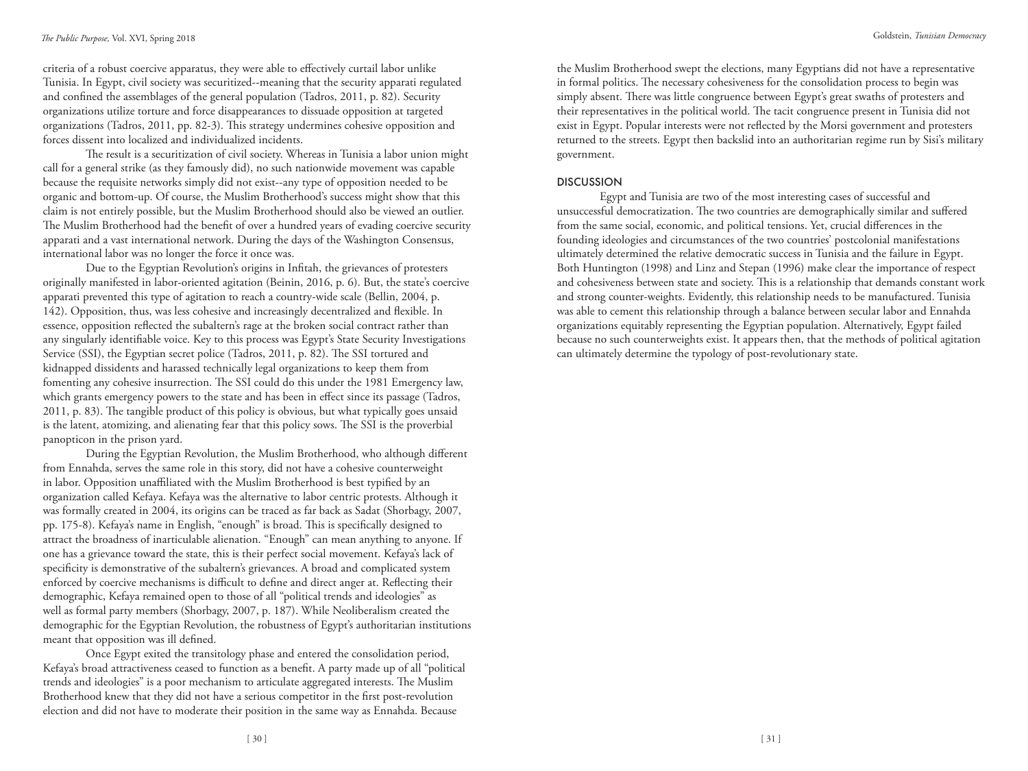criteria of a robust coercive apparatus, they were able to effectively curtail labor unlike Tunisia. In Egypt, civil society was securitized--meaning that the security apparati regulated and confined the assemblages of the general population (Tadros, 2011, p. 82). Security organizations utilize torture and force disappearances to dissuade opposition at targeted organizations (Tadros, 2011, pp. 82-3). This strategy undermines cohesive opposition and forces dissent into localized and individualized incidents.

The result is a securitization of civil society. Whereas in Tunisia a labor union might call for a general strike (as they famously did), no such nationwide movement was capable because the requisite networks simply did not exist--any type of opposition needed to be organic and bottom-up. Of course, the Muslim Brotherhood's success might show that this claim is not entirely possible, but the Muslim Brotherhood should also be viewed an outlier. The Muslim Brotherhood had the benefit of over a hundred years of evading coercive security apparati and a vast international network. During the days of the Washington Consensus, international labor was no longer the force it once was.

Due to the Egyptian Revolution's origins in Infitah, the grievances of protesters originally manifested in labor-oriented agitation (Beinin, 2016, p. 6). But, the state's coercive apparati prevented this type of agitation to reach a country-wide scale (Bellin, 2004, p. 142). Opposition, thus, was less cohesive and increasingly decentralized and flexible. In essence, opposition reflected the subaltern's rage at the broken social contract rather than any singularly identifiable voice. Key to this process was Egypt's State Security Investigations Service (SSI), the Egyptian secret police (Tadros, 2011, p. 82). The SSI tortured and kidnapped dissidents and harassed technically legal organizations to keep them from fomenting any cohesive insurrection. The SSI could do this under the 1981 Emergency law, which grants emergency powers to the state and has been in effect since its passage (Tadros, 2011, p. 83). The tangible product of this policy is obvious, but what typically goes unsaid is the latent, atomizing, and alienating fear that this policy sows. The SSI is the proverbial panopticon in the prison yard.

During the Egyptian Revolution, the Muslim Brotherhood, who although different from Ennahda, serves the same role in this story, did not have a cohesive counterweight in labor. Opposition unaffiliated with the Muslim Brotherhood is best typified by an organization called Kefaya. Kefaya was the alternative to labor centric protests. Although it was formally created in 2004, its origins can be traced as far back as Sadat (Shorbagy, 2007, pp. 175-8). Kefaya's name in English, "enough" is broad. This is specifically designed to attract the broadness of inarticulable alienation. "Enough" can mean anything to anyone. If one has a grievance toward the state, this is their perfect social movement. Kefaya's lack of specificity is demonstrative of the subaltern's grievances. A broad and complicated system enforced by coercive mechanisms is difficult to define and direct anger at. Reflecting their demographic, Kefaya remained open to those of all "political trends and ideologies" as well as formal party members (Shorbagy, 2007, p. 187). While Neoliberalism created the demographic for the Egyptian Revolution, the robustness of Egypt's authoritarian institutions meant that opposition was ill defined.

Once Egypt exited the transitology phase and entered the consolidation period, Kefaya's broad attractiveness ceased to function as a benefit. A party made up of all "political trends and ideologies" is a poor mechanism to articulate aggregated interests. The Muslim Brotherhood knew that they did not have a serious competitor in the first post-revolution election and did not have to moderate their position in the same way as Ennahda. Because the Muslim Brotherhood swept the elections, many Egyptians did not have a representative in formal politics. The necessary cohesiveness for the consolidation process to begin was simply absent. There was little congruence between Egypt's great swaths of protesters and their representatives in the political world. The tacit congruence present in Tunisia did not exist in Egypt. Popular interests were not reflected by the Morsi government and protesters returned to the streets. Egypt then backslid into an authoritarian regime run by Sisi's military government.

## DISCUSSION

Egypt and Tunisia are two of the most interesting cases of successful and unsuccessful democratization. The two countries are demographically similar and suffered from the same social, economic, and political tensions. Yet, crucial differences in the founding ideologies and circumstances of the two countries' postcolonial manifestations ultimately determined the relative democratic success in Tunisia and the failure in Egypt. Both Huntington (1998) and Linz and Stepan (1996) make clear the importance of respect and cohesiveness between state and society. This is a relationship that demands constant work and strong counter-weights. Evidently, this relationship needs to be manufactured. Tunisia was able to cement this relationship through a balance between secular labor and Ennahda organizations equitably representing the Egyptian population. Alternatively, Egypt failed because no such counterweights exist. It appears then, that the methods of political agitation can ultimately determine the typology of post-revolutionary state.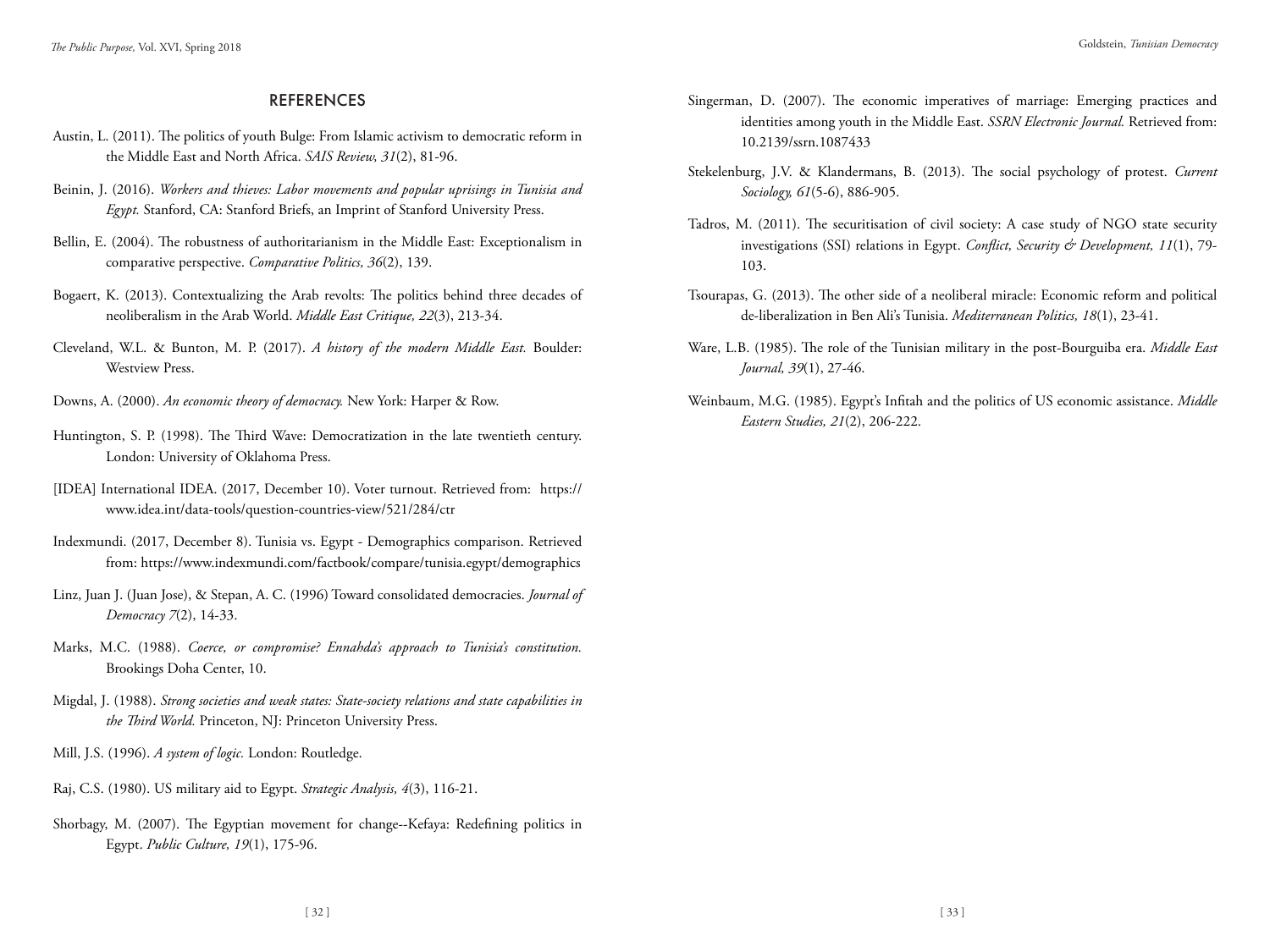## REFERENCES

Austin, L. (2011). The politics of youth Bulge: From Islamic activism to democratic reform in the Middle East and North Africa. *SAIS Review, 31*(2), 81-96.

Beinin, J. (2016). *Workers and thieves: Labor movements and popular uprisings in Tunisia and Egypt.* Stanford, CA: Stanford Briefs, an Imprint of Stanford University Press.

Bellin, E. (2004). The robustness of authoritarianism in the Middle East: Exceptionalism in comparative perspective. *Comparative Politics, 36*(2), 139.

Bogaert, K. (2013). Contextualizing the Arab revolts: The politics behind three decades of neoliberalism in the Arab World. *Middle East Critique, 22*(3), 213-34.

Cleveland, W.L. & Bunton, M. P. (2017). *A history of the modern Middle East.* Boulder: Westview Press.

Downs, A. (2000). *An economic theory of democracy.* New York: Harper & Row.

Huntington, S. P. (1998). The Third Wave: Democratization in the late twentieth century. London: University of Oklahoma Press.

[IDEA] International IDEA. (2017, December 10). Voter turnout. Retrieved from: https://www.idea.int/data-tools/question-countries-view/521/284/ctr

Indexmundi. (2017, December 8). Tunisia vs. Egypt - Demographics comparison. Retrieved from: https://www.indexmundi.com/factbook/compare/tunisia.egypt/demographics

Linz, Juan J. (Juan Jose), & Stepan, A. C. (1996) Toward consolidated democracies. *Journal of Democracy 7*(2), 14-33.

Marks, M.C. (1988). *Coerce, or compromise? Ennahda's approach to Tunisia's constitution.* Brookings Doha Center, 10.

Migdal, J. (1988). *Strong societies and weak states: State-society relations and state capabilities in the Third World.* Princeton, NJ: Princeton University Press.

Mill, J.S. (1996). *A system of logic.* London: Routledge.

Raj, C.S. (1980). US military aid to Egypt. *Strategic Analysis, 4*(3), 116-21.

Shorbagy, M. (2007). The Egyptian movement for change--Kefaya: Redefining politics in Egypt. *Public Culture, 19*(1), 175-96.

Singerman, D. (2007). The economic imperatives of marriage: Emerging practices and identities among youth in the Middle East. *SSRN Electronic Journal.* Retrieved from: 10.2139/ssrn.1087433

Stekelenburg, J.V. & Klandermans, B. (2013). The social psychology of protest. *Current Sociology, 61*(5-6), 886-905.

Tadros, M. (2011). The securitisation of civil society: A case study of NGO state security investigations (SSI) relations in Egypt. *Conflict, Security & Development, 11*(1), 79-103.

Tsourapas, G. (2013). The other side of a neoliberal miracle: Economic reform and political de-liberalization in Ben Ali's Tunisia. *Mediterranean Politics, 18*(1), 23-41.

Ware, L.B. (1985). The role of the Tunisian military in the post-Bourguiba era. *Middle East Journal, 39*(1), 27-46.

Weinbaum, M.G. (1985). Egypt's Infitah and the politics of US economic assistance. *Middle Eastern Studies, 21*(2), 206-222.